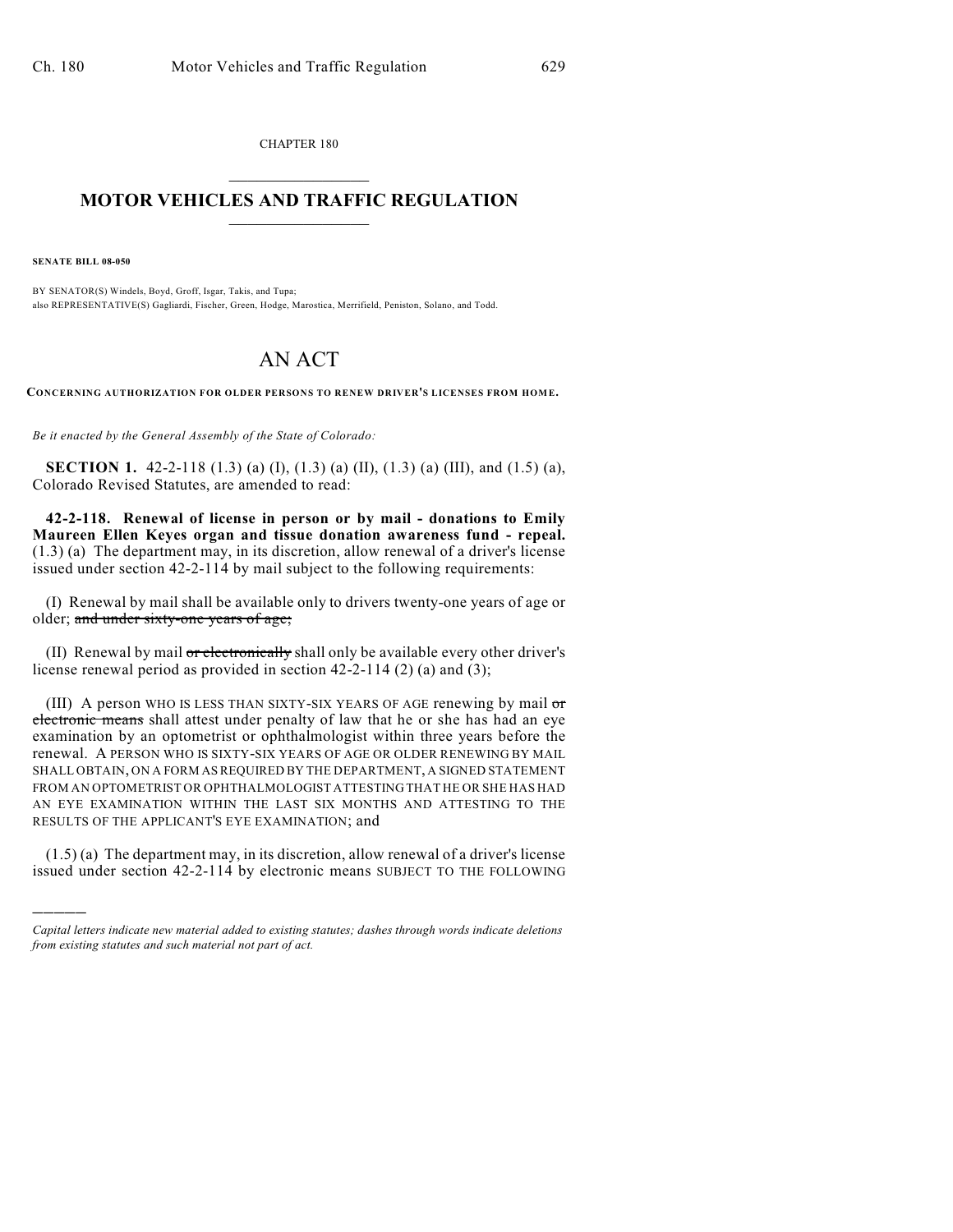CHAPTER 180

# MOTOR VEHICLES AND TRAFFIC REGULATION

**SENATE BILL 08-050**

BY SENATOR(S) Windels, Boyd, Groff, Isgar, Takis, and Tupa;
also REPRESENTATIVE(S) Gagliardi, Fischer, Green, Hodge, Marostica, Merrifield, Peniston, Solano, and Todd.

# AN ACT

**CONCERNING AUTHORIZATION FOR OLDER PERSONS TO RENEW DRIVER'S LICENSES FROM HOME.**

*Be it enacted by the General Assembly of the State of Colorado:*

**SECTION 1.** 42-2-118 (1.3) (a) (I), (1.3) (a) (II), (1.3) (a) (III), and (1.5) (a), Colorado Revised Statutes, are amended to read:

**42-2-118. Renewal of license in person or by mail - donations to Emily Maureen Ellen Keyes organ and tissue donation awareness fund - repeal.** (1.3) (a) The department may, in its discretion, allow renewal of a driver's license issued under section 42-2-114 by mail subject to the following requirements:

(I) Renewal by mail shall be available only to drivers twenty-one years of age or older; ~~and under sixty-one years of age;~~

(II) Renewal by mail ~~or electronically~~ shall only be available every other driver's license renewal period as provided in section 42-2-114 (2) (a) and (3);

(III) A person WHO IS LESS THAN SIXTY-SIX YEARS OF AGE renewing by mail ~~or electronic means~~ shall attest under penalty of law that he or she has had an eye examination by an optometrist or ophthalmologist within three years before the renewal. A PERSON WHO IS SIXTY-SIX YEARS OF AGE OR OLDER RENEWING BY MAIL SHALL OBTAIN, ON A FORM AS REQUIRED BY THE DEPARTMENT, A SIGNED STATEMENT FROM AN OPTOMETRIST OR OPHTHALMOLOGIST ATTESTING THAT HE OR SHE HAS HAD AN EYE EXAMINATION WITHIN THE LAST SIX MONTHS AND ATTESTING TO THE RESULTS OF THE APPLICANT'S EYE EXAMINATION; and

(1.5) (a) The department may, in its discretion, allow renewal of a driver's license issued under section 42-2-114 by electronic means SUBJECT TO THE FOLLOWING

---

*Capital letters indicate new material added to existing statutes; dashes through words indicate deletions from existing statutes and such material not part of act.*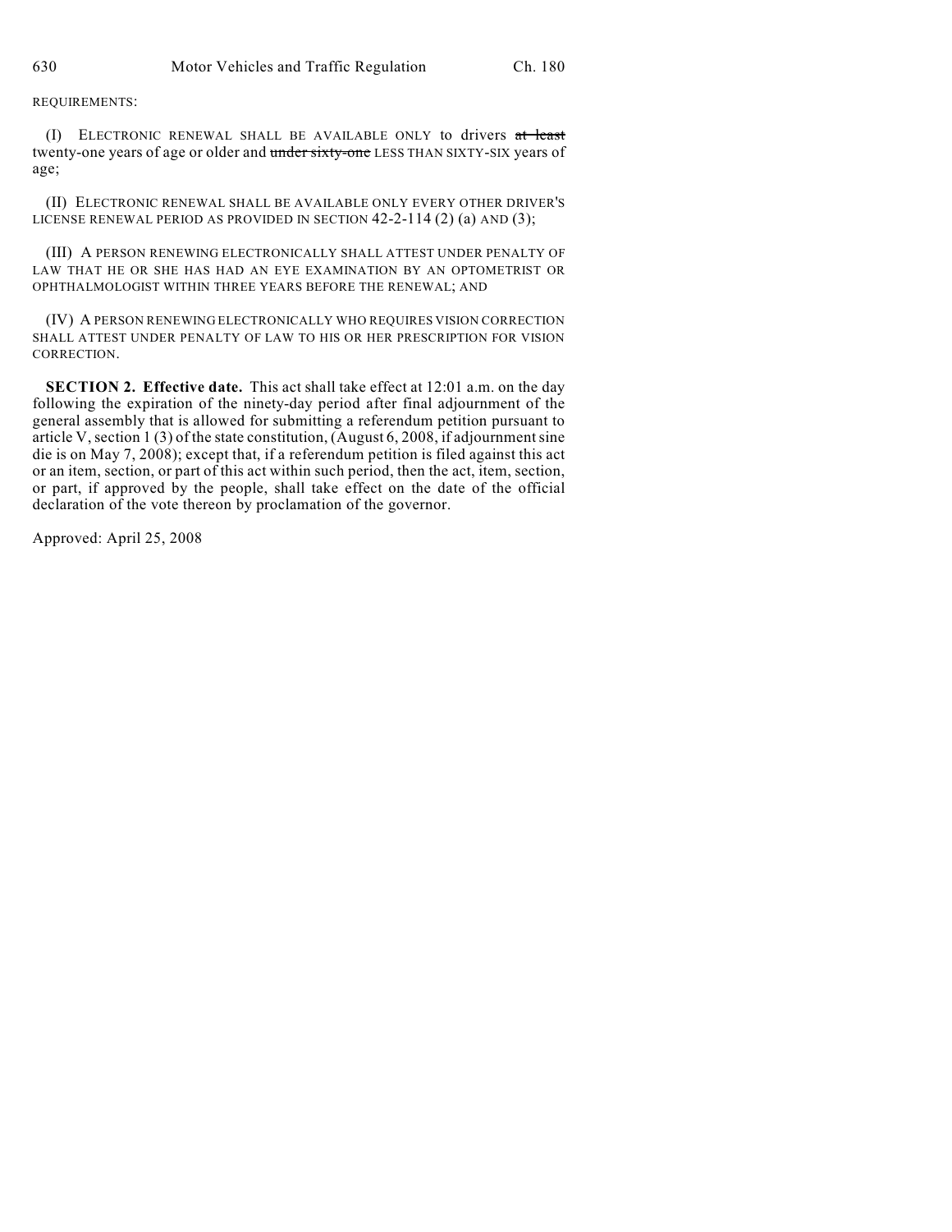REQUIREMENTS:

(I) ELECTRONIC RENEWAL SHALL BE AVAILABLE ONLY to drivers ~~at least~~ twenty-one years of age or older and ~~under sixty-one~~ LESS THAN SIXTY-SIX years of age;

(II) ELECTRONIC RENEWAL SHALL BE AVAILABLE ONLY EVERY OTHER DRIVER'S LICENSE RENEWAL PERIOD AS PROVIDED IN SECTION 42-2-114 (2) (a) AND (3);

(III) A PERSON RENEWING ELECTRONICALLY SHALL ATTEST UNDER PENALTY OF LAW THAT HE OR SHE HAS HAD AN EYE EXAMINATION BY AN OPTOMETRIST OR OPHTHALMOLOGIST WITHIN THREE YEARS BEFORE THE RENEWAL; AND

(IV) A PERSON RENEWING ELECTRONICALLY WHO REQUIRES VISION CORRECTION SHALL ATTEST UNDER PENALTY OF LAW TO HIS OR HER PRESCRIPTION FOR VISION CORRECTION.

**SECTION 2. Effective date.** This act shall take effect at 12:01 a.m. on the day following the expiration of the ninety-day period after final adjournment of the general assembly that is allowed for submitting a referendum petition pursuant to article V, section 1 (3) of the state constitution, (August 6, 2008, if adjournment sine die is on May 7, 2008); except that, if a referendum petition is filed against this act or an item, section, or part of this act within such period, then the act, item, section, or part, if approved by the people, shall take effect on the date of the official declaration of the vote thereon by proclamation of the governor.

Approved: April 25, 2008